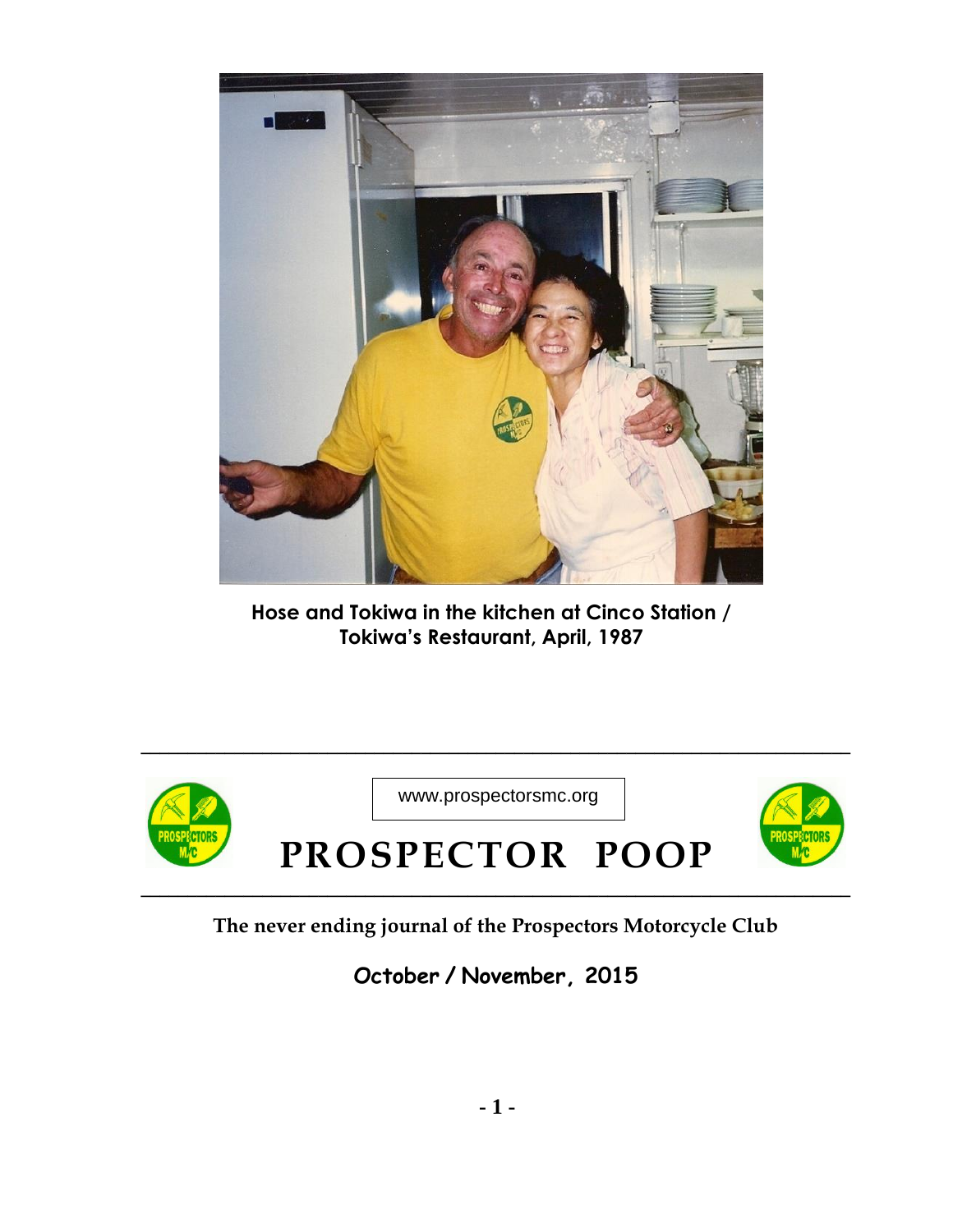Hose and Tokiwa in the kitchen at Cinco Station / Tokiwa's Restaurant, April, 1987

www.prospectorsmc.org

# PROSPECTOR POOP

**The never ending journal of the Prospectors Motorcycle Club**

**October / November, 2015**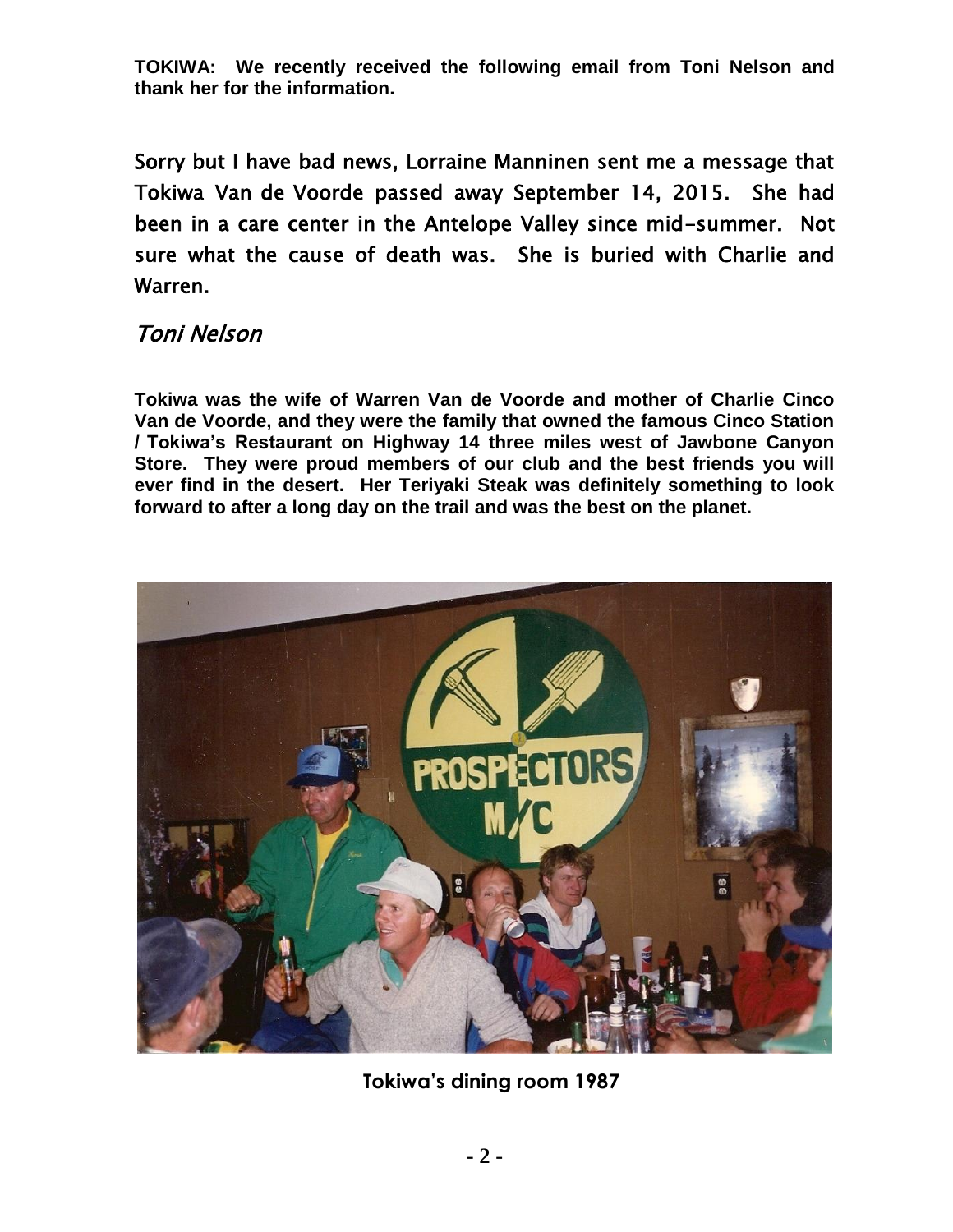**TOKIWA: We recently received the following email from Toni Nelson and thank her for the information.**

Sorry but I have bad news, Lorraine Manninen sent me a message that Tokiwa Van de Voorde passed away September 14, 2015. She had been in a care center in the Antelope Valley since mid-summer. Not sure what the cause of death was. She is buried with Charlie and Warren.

*Toni Nelson*

**Tokiwa was the wife of Warren Van de Voorde and mother of Charlie Cinco Van de Voorde, and they were the family that owned the famous Cinco Station / Tokiwa's Restaurant on Highway 14 three miles west of Jawbone Canyon Store. They were proud members of our club and the best friends you will ever find in the desert. Her Teriyaki Steak was definitely something to look forward to after a long day on the trail and was the best on the planet.**

Tokiwa's dining room 1987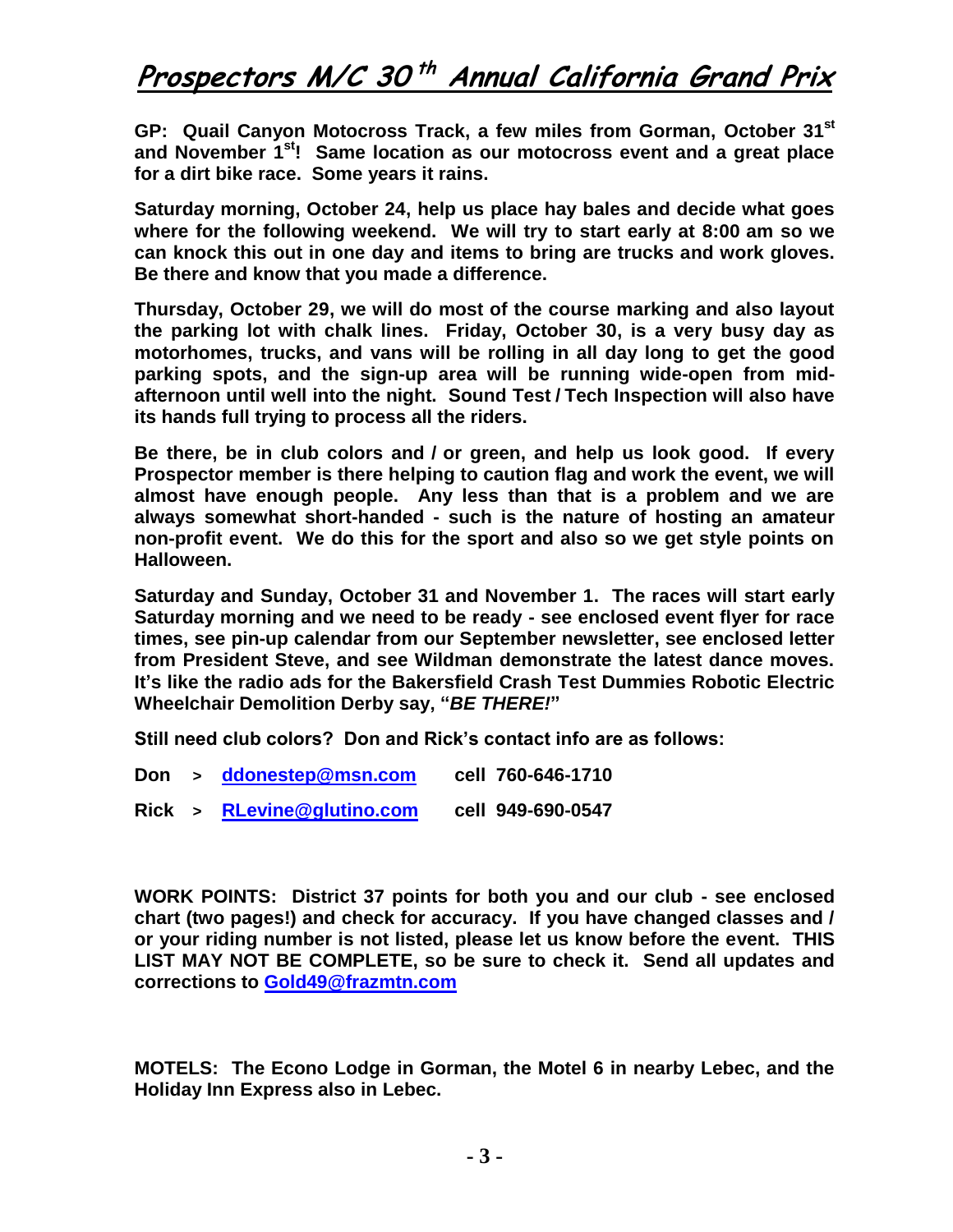# Prospectors M/C 30th Annual California Grand Prix

**GP: Quail Canyon Motocross Track, a few miles from Gorman, October 31st and November 1st! Same location as our motocross event and a great place for a dirt bike race. Some years it rains.**

**Saturday morning, October 24, help us place hay bales and decide what goes where for the following weekend. We will try to start early at 8:00 am so we can knock this out in one day and items to bring are trucks and work gloves. Be there and know that you made a difference.**

**Thursday, October 29, we will do most of the course marking and also layout the parking lot with chalk lines. Friday, October 30, is a very busy day as motorhomes, trucks, and vans will be rolling in all day long to get the good parking spots, and the sign-up area will be running wide-open from mid-afternoon until well into the night. Sound Test / Tech Inspection will also have its hands full trying to process all the riders.**

**Be there, be in club colors and / or green, and help us look good. If every Prospector member is there helping to caution flag and work the event, we will almost have enough people. Any less than that is a problem and we are always somewhat short-handed - such is the nature of hosting an amateur non-profit event. We do this for the sport and also so we get style points on Halloween.**

**Saturday and Sunday, October 31 and November 1. The races will start early Saturday morning and we need to be ready - see enclosed event flyer for race times, see pin-up calendar from our September newsletter, see enclosed letter from President Steve, and see Wildman demonstrate the latest dance moves. It's like the radio ads for the Bakersfield Crash Test Dummies Robotic Electric Wheelchair Demolition Derby say, "*BE THERE!*"**

**Still need club colors? Don and Rick's contact info are as follows:**

**Don > ddonestep@msn.com cell 760-646-1710**

**Rick > RLevine@glutino.com cell 949-690-0547**

**WORK POINTS: District 37 points for both you and our club - see enclosed chart (two pages!) and check for accuracy. If you have changed classes and / or your riding number is not listed, please let us know before the event. THIS LIST MAY NOT BE COMPLETE, so be sure to check it. Send all updates and corrections to Gold49@frazmtn.com**

**MOTELS: The Econo Lodge in Gorman, the Motel 6 in nearby Lebec, and the Holiday Inn Express also in Lebec.**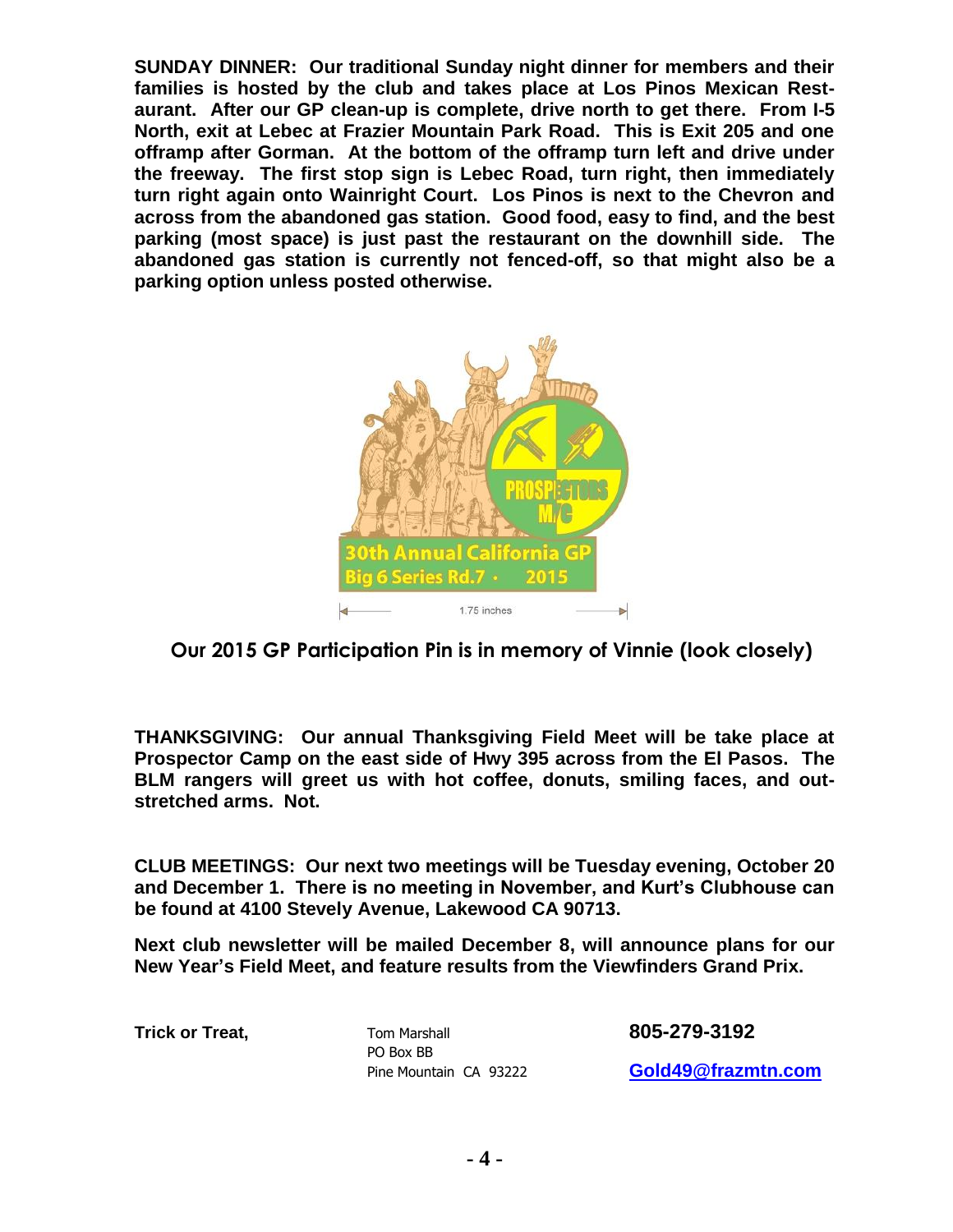**SUNDAY DINNER: Our traditional Sunday night dinner for members and their families is hosted by the club and takes place at Los Pinos Mexican Restaurant. After our GP clean-up is complete, drive north to get there. From I-5 North, exit at Lebec at Frazier Mountain Park Road. This is Exit 205 and one offramp after Gorman. At the bottom of the offramp turn left and drive under the freeway. The first stop sign is Lebec Road, turn right, then immediately turn right again onto Wainright Court. Los Pinos is next to the Chevron and across from the abandoned gas station. Good food, easy to find, and the best parking (most space) is just past the restaurant on the downhill side. The abandoned gas station is currently not fenced-off, so that might also be a parking option unless posted otherwise.**

Vinnie

PROSPECTORS M/C

30th Annual California GP
Big 6 Series Rd.7 · 2015

1.75 inches

**Our 2015 GP Participation Pin is in memory of Vinnie (look closely)**

**THANKSGIVING: Our annual Thanksgiving Field Meet will be take place at Prospector Camp on the east side of Hwy 395 across from the El Pasos. The BLM rangers will greet us with hot coffee, donuts, smiling faces, and outstretched arms. Not.**

**CLUB MEETINGS: Our next two meetings will be Tuesday evening, October 20 and December 1. There is no meeting in November, and Kurt's Clubhouse can be found at 4100 Stevely Avenue, Lakewood CA 90713.**

**Next club newsletter will be mailed December 8, will announce plans for our New Year's Field Meet, and feature results from the Viewfinders Grand Prix.**

**Trick or Treat,**

Tom Marshall
PO Box BB
Pine Mountain CA 93222

**805-279-3192**

**Gold49@frazmtn.com**